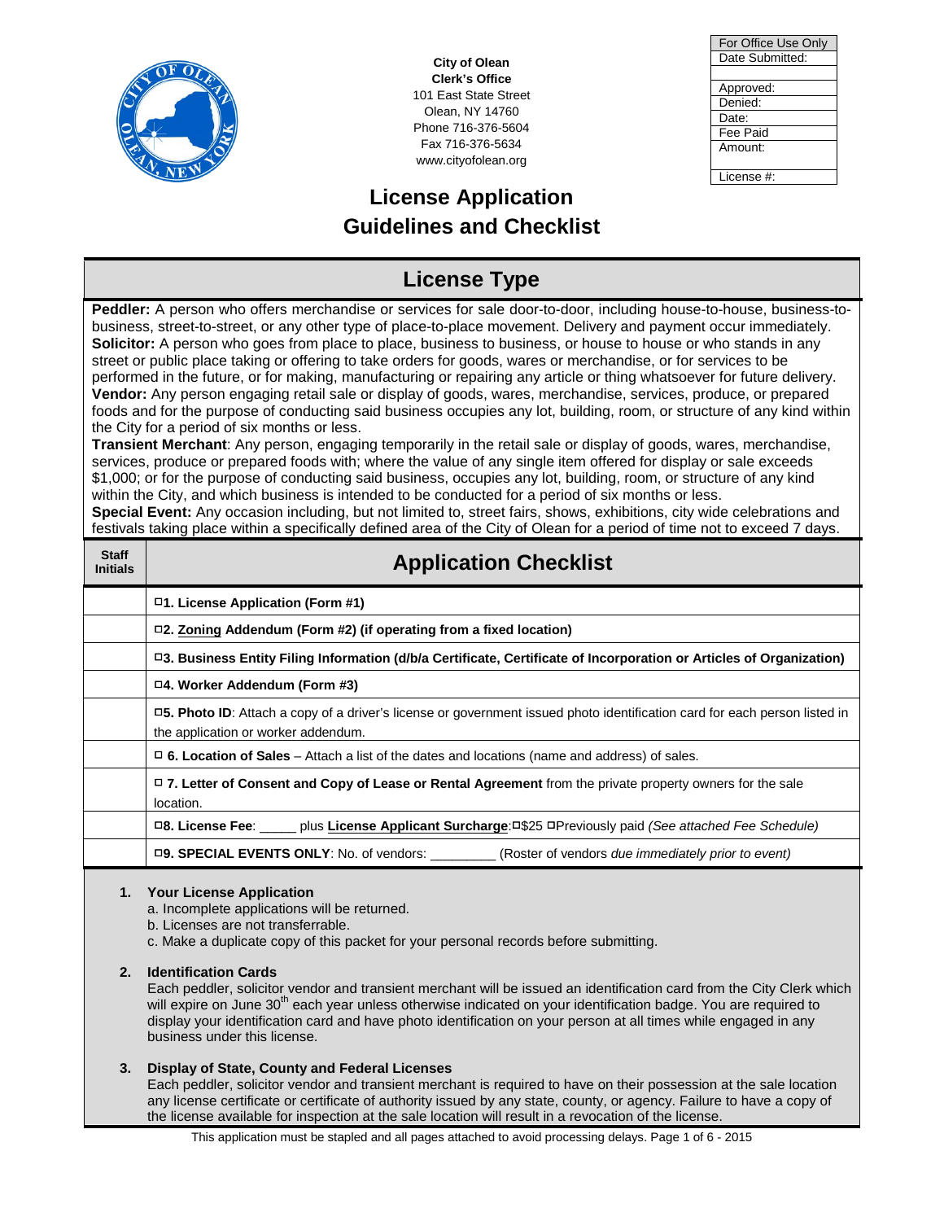City of Olean
Clerk's Office
101 East State Street
Olean, NY 14760
Phone 716-376-5604
Fax 716-376-5634
www.cityofolean.org

| For Office Use Only |
| --- |
| Date Submitted: |
| |
| Approved: |
| Denied: |
| Date: |
| Fee Paid |
| Amount: |
| License #: |

# License Application Guidelines and Checklist

## License Type

**Peddler:** A person who offers merchandise or services for sale door-to-door, including house-to-house, business-to-business, street-to-street, or any other type of place-to-place movement. Delivery and payment occur immediately.
**Solicitor:** A person who goes from place to place, business to business, or house to house or who stands in any street or public place taking or offering to take orders for goods, wares or merchandise, or for services to be performed in the future, or for making, manufacturing or repairing any article or thing whatsoever for future delivery.
**Vendor:** Any person engaging retail sale or display of goods, wares, merchandise, services, produce, or prepared foods and for the purpose of conducting said business occupies any lot, building, room, or structure of any kind within the City for a period of six months or less.
**Transient Merchant**: Any person, engaging temporarily in the retail sale or display of goods, wares, merchandise, services, produce or prepared foods with; where the value of any single item offered for display or sale exceeds $1,000; or for the purpose of conducting said business, occupies any lot, building, room, or structure of any kind within the City, and which business is intended to be conducted for a period of six months or less.
**Special Event:** Any occasion including, but not limited to, street fairs, shows, exhibitions, city wide celebrations and festivals taking place within a specifically defined area of the City of Olean for a period of time not to exceed 7 days.

| Staff Initials | Application Checklist |
| --- | --- |
| | ☐**1. License Application (Form #1)** |
| | ☐**2. Zoning Addendum (Form #2) (if operating from a fixed location)** |
| | ☐**3. Business Entity Filing Information (d/b/a Certificate, Certificate of Incorporation or Articles of Organization)** |
| | ☐**4. Worker Addendum (Form #3)** |
| | ☐**5. Photo ID**: Attach a copy of a driver's license or government issued photo identification card for each person listed in the application or worker addendum. |
| | ☐ **6. Location of Sales** – Attach a list of the dates and locations (name and address) of sales. |
| | ☐ **7. Letter of Consent and Copy of Lease or Rental Agreement** from the private property owners for the sale location. |
| | ☐**8. License Fee**: _____ plus **License Applicant Surcharge**:☐$25 ☐Previously paid *(See attached Fee Schedule)* |
| | ☐**9. SPECIAL EVENTS ONLY**: No. of vendors: _________ (Roster of vendors *due immediately prior to event*) |

1. **Your License Application**
   a. Incomplete applications will be returned.
   b. Licenses are not transferrable.
   c. Make a duplicate copy of this packet for your personal records before submitting.

2. **Identification Cards**
   Each peddler, solicitor vendor and transient merchant will be issued an identification card from the City Clerk which will expire on June 30th each year unless otherwise indicated on your identification badge. You are required to display your identification card and have photo identification on your person at all times while engaged in any business under this license.

3. **Display of State, County and Federal Licenses**
   Each peddler, solicitor vendor and transient merchant is required to have on their possession at the sale location any license certificate or certificate of authority issued by any state, county, or agency. Failure to have a copy of the license available for inspection at the sale location will result in a revocation of the license.

This application must be stapled and all pages attached to avoid processing delays.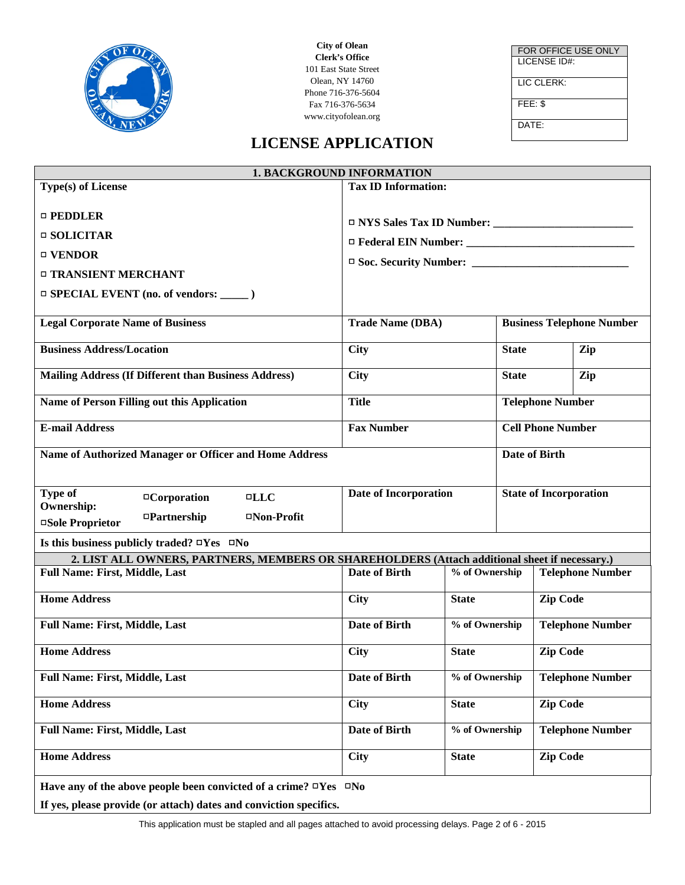City of Olean
Clerk's Office
101 East State Street
Olean, NY 14760
Phone 716-376-5604
Fax 716-376-5634
www.cityofolean.org

| FOR OFFICE USE ONLY |
|---|
| LICENSE ID#: |
| LIC CLERK: |
| FEE: $ |
| DATE: |

# LICENSE APPLICATION

## 1. BACKGROUND INFORMATION

| Type(s) of License | Tax ID Information: | |
|---|---|---|
| ▫ PEDDLER<br>▫ SOLICITAR<br>▫ VENDOR<br>▫ TRANSIENT MERCHANT<br>▫ SPECIAL EVENT (no. of vendors: _____ ) | ▫ NYS Sales Tax ID Number: ________________________<br>▫ Federal EIN Number: _____________________________<br>▫ Soc. Security Number: ___________________________ | |

| Legal Corporate Name of Business | Trade Name (DBA) | Business Telephone Number | |
|---|---|---|---|
| Business Address/Location | City | State | Zip |
| Mailing Address (If Different than Business Address) | City | State | Zip |
| Name of Person Filling out this Application | Title | Telephone Number | |
| E-mail Address | Fax Number | Cell Phone Number | |
| Name of Authorized Manager or Officer and Home Address | | Date of Birth | |
| Type of Ownership: ▫Corporation ▫LLC ▫Sole Proprietor ▫Partnership ▫Non-Profit | Date of Incorporation | State of Incorporation | |

Is this business publicly traded? ▫Yes ▫No

## 2. LIST ALL OWNERS, PARTNERS, MEMBERS OR SHAREHOLDERS (Attach additional sheet if necessary.)

| Full Name: First, Middle, Last | Date of Birth | % of Ownership | Telephone Number |
|---|---|---|---|
| Home Address | City | State | Zip Code |
| Full Name: First, Middle, Last | Date of Birth | % of Ownership | Telephone Number |
| Home Address | City | State | Zip Code |
| Full Name: First, Middle, Last | Date of Birth | % of Ownership | Telephone Number |
| Home Address | City | State | Zip Code |
| Full Name: First, Middle, Last | Date of Birth | % of Ownership | Telephone Number |
| Home Address | City | State | Zip Code |

Have any of the above people been convicted of a crime? ▫Yes ▫No

If yes, please provide (or attach) dates and conviction specifics.

This application must be stapled and all pages attached to avoid processing delays.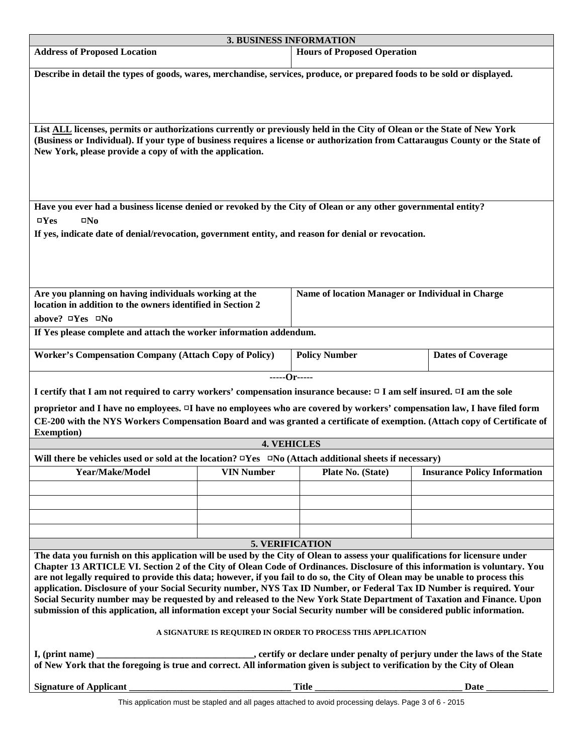## 3. BUSINESS INFORMATION

| Address of Proposed Location | Hours of Proposed Operation |
|---|---|
| | |

**Describe in detail the types of goods, wares, merchandise, services, produce, or prepared foods to be sold or displayed.**

**List ALL licenses, permits or authorizations currently or previously held in the City of Olean or the State of New York (Business or Individual). If your type of business requires a license or authorization from Cattaraugus County or the State of New York, please provide a copy of with the application.**

**Have you ever had a business license denied or revoked by the City of Olean or any other governmental entity?**

**☐Yes ☐No**

**If yes, indicate date of denial/revocation, government entity, and reason for denial or revocation.**

| Are you planning on having individuals working at the location in addition to the owners identified in Section 2 above? ☐Yes ☐No | Name of location Manager or Individual in Charge |
|---|---|
| | |

**If Yes please complete and attach the worker information addendum.**

| Worker's Compensation Company (Attach Copy of Policy) | Policy Number | Dates of Coverage |
|---|---|---|
| | | |

**-----Or-----**

**I certify that I am not required to carry workers' compensation insurance because: ☐ I am self insured. ☐I am the sole proprietor and I have no employees. ☐I have no employees who are covered by workers' compensation law, I have filed form CE-200 with the NYS Workers Compensation Board and was granted a certificate of exemption. (Attach copy of Certificate of Exemption)**

## 4. VEHICLES

**Will there be vehicles used or sold at the location? ☐Yes ☐No (Attach additional sheets if necessary)**

| Year/Make/Model | VIN Number | Plate No. (State) | Insurance Policy Information |
|---|---|---|---|
| | | | |
| | | | |
| | | | |
| | | | |

## 5. VERIFICATION

**The data you furnish on this application will be used by the City of Olean to assess your qualifications for licensure under Chapter 13 ARTICLE VI. Section 2 of the City of Olean Code of Ordinances. Disclosure of this information is voluntary. You are not legally required to provide this data; however, if you fail to do so, the City of Olean may be unable to process this application. Disclosure of your Social Security number, NYS Tax ID Number, or Federal Tax ID Number is required. Your Social Security number may be requested by and released to the New York State Department of Taxation and Finance. Upon submission of this application, all information except your Social Security number will be considered public information.**

**A SIGNATURE IS REQUIRED IN ORDER TO PROCESS THIS APPLICATION**

**I, (print name) ________________________________, certify or declare under penalty of perjury under the laws of the State of New York that the foregoing is true and correct. All information given is subject to verification by the City of Olean**

**Signature of Applicant _________________________________ Title ______________________________ Date _____________**

This application must be stapled and all pages attached to avoid processing delays.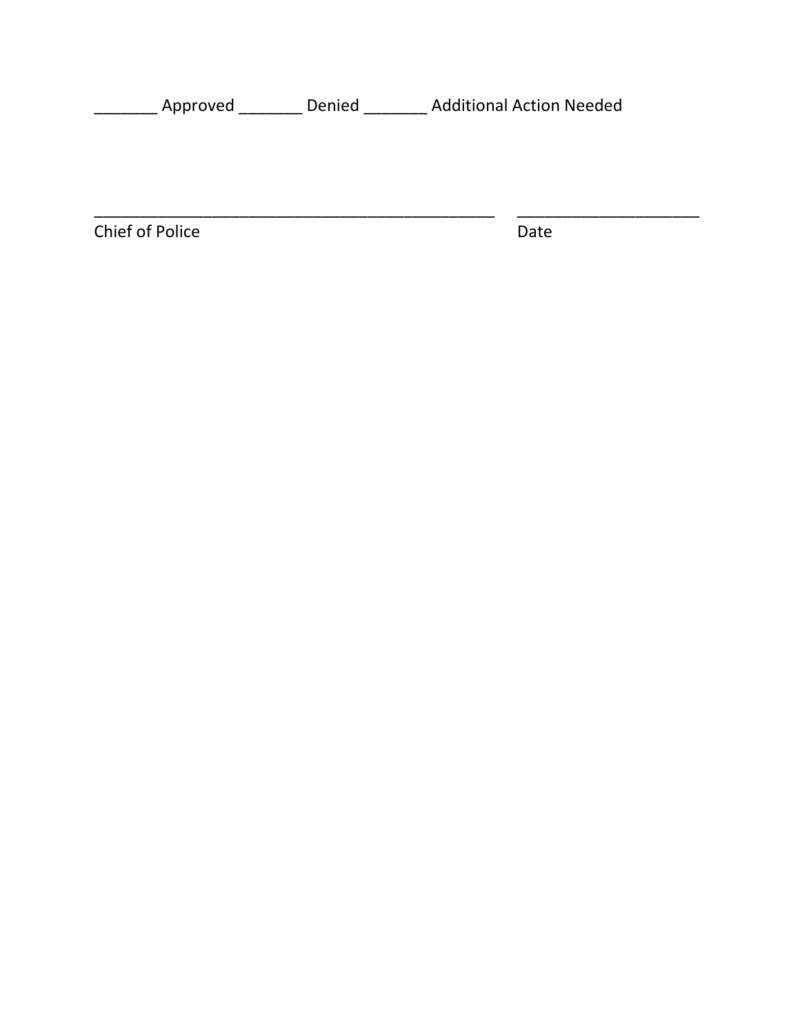_______ Approved _______ Denied _______ Additional Action Needed

_______________________________________________ _____________________

Chief of Police Date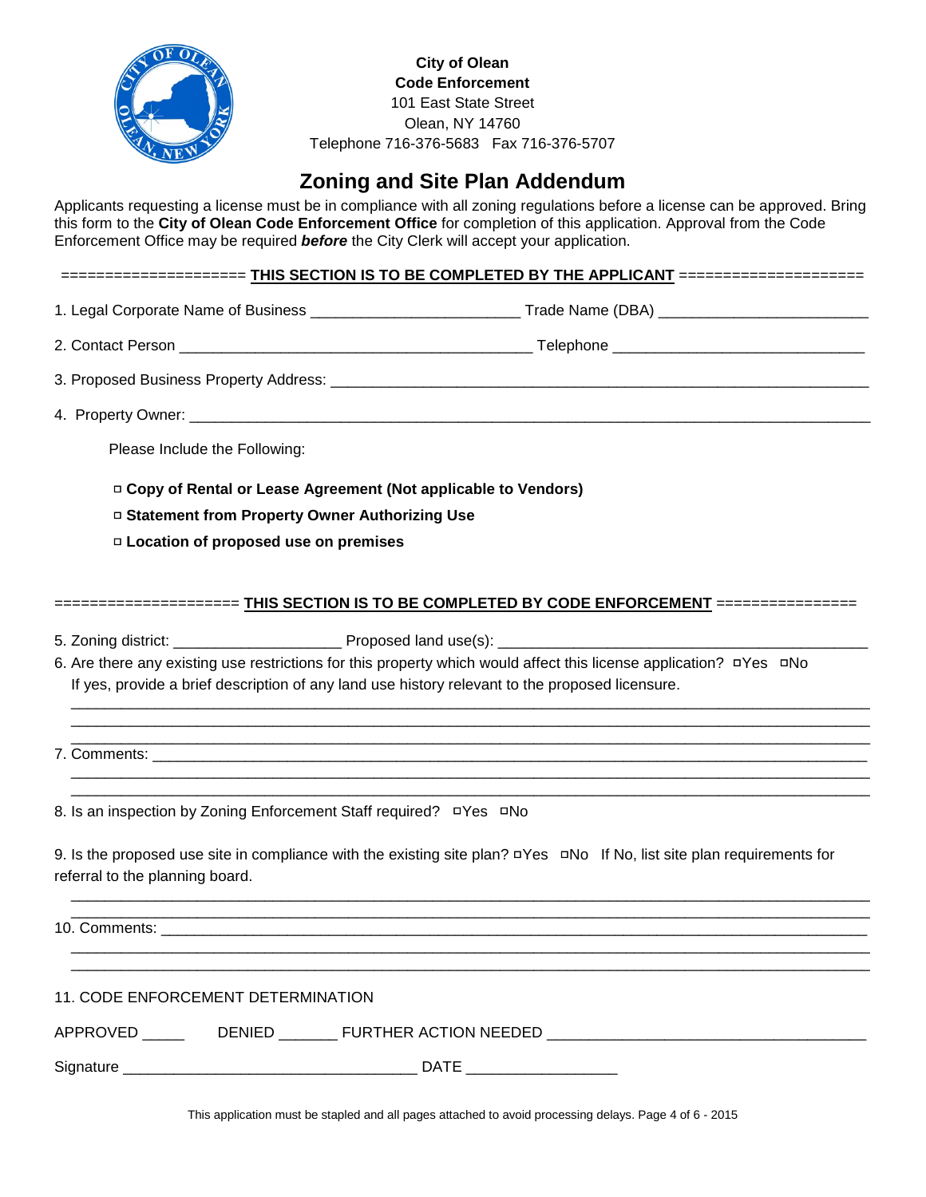**City of Olean**
**Code Enforcement**
101 East State Street
Olean, NY 14760
Telephone 716-376-5683 Fax 716-376-5707

# Zoning and Site Plan Addendum

Applicants requesting a license must be in compliance with all zoning regulations before a license can be approved. Bring this form to the **City of Olean Code Enforcement Office** for completion of this application. Approval from the Code Enforcement Office may be required ***before*** the City Clerk will accept your application.

==================== **THIS SECTION IS TO BE COMPLETED BY THE APPLICANT** ====================

1. Legal Corporate Name of Business ________________________ Trade Name (DBA) ________________________

2. Contact Person ________________________________________ Telephone ____________________________

3. Proposed Business Property Address: ______________________________________________________________

4. Property Owner: ______________________________________________________________________________

Please Include the Following:

- ☐ **Copy of Rental or Lease Agreement (Not applicable to Vendors)**
- ☐ **Statement from Property Owner Authorizing Use**
- ☐ **Location of proposed use on premises**

==================== **THIS SECTION IS TO BE COMPLETED BY CODE ENFORCEMENT** ================

5. Zoning district: ___________________ Proposed land use(s): __________________________________________

6. Are there any existing use restrictions for this property which would affect this license application? ☐Yes ☐No
   If yes, provide a brief description of any land use history relevant to the proposed licensure.
   ______________________________________________________________________________________________
   ______________________________________________________________________________________________
   ______________________________________________________________________________________________

7. Comments: ____________________________________________________________________________________
   ______________________________________________________________________________________________
   ______________________________________________________________________________________________

8. Is an inspection by Zoning Enforcement Staff required? ☐Yes ☐No

9. Is the proposed use site in compliance with the existing site plan? ☐Yes ☐No If No, list site plan requirements for referral to the planning board.
   ______________________________________________________________________________________________
   ______________________________________________________________________________________________

10. Comments: ___________________________________________________________________________________
   ______________________________________________________________________________________________
   ______________________________________________________________________________________________

11. CODE ENFORCEMENT DETERMINATION

APPROVED _____ DENIED _______ FURTHER ACTION NEEDED _____________________________________

Signature __________________________________ DATE _________________

This application must be stapled and all pages attached to avoid processing delays.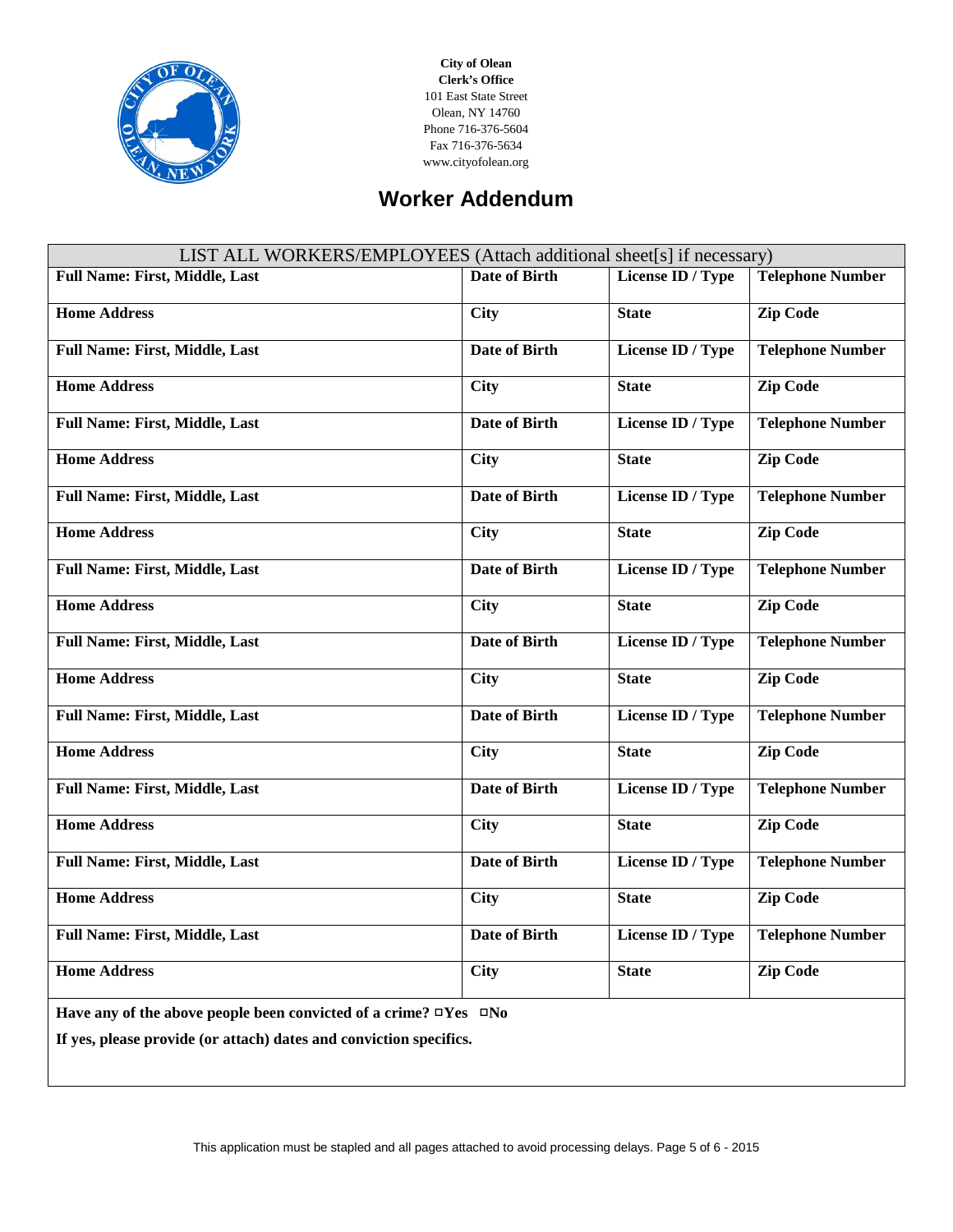City of Olean
Clerk's Office
101 East State Street
Olean, NY 14760
Phone 716-376-5604
Fax 716-376-5634
www.cityofolean.org

# Worker Addendum

| LIST ALL WORKERS/EMPLOYEES (Attach additional sheet[s] if necessary) | | | |
|---|---|---|---|
| **Full Name: First, Middle, Last** | **Date of Birth** | **License ID / Type** | **Telephone Number** |
| **Home Address** | **City** | **State** | **Zip Code** |
| **Full Name: First, Middle, Last** | **Date of Birth** | **License ID / Type** | **Telephone Number** |
| **Home Address** | **City** | **State** | **Zip Code** |
| **Full Name: First, Middle, Last** | **Date of Birth** | **License ID / Type** | **Telephone Number** |
| **Home Address** | **City** | **State** | **Zip Code** |
| **Full Name: First, Middle, Last** | **Date of Birth** | **License ID / Type** | **Telephone Number** |
| **Home Address** | **City** | **State** | **Zip Code** |
| **Full Name: First, Middle, Last** | **Date of Birth** | **License ID / Type** | **Telephone Number** |
| **Home Address** | **City** | **State** | **Zip Code** |
| **Full Name: First, Middle, Last** | **Date of Birth** | **License ID / Type** | **Telephone Number** |
| **Home Address** | **City** | **State** | **Zip Code** |
| **Full Name: First, Middle, Last** | **Date of Birth** | **License ID / Type** | **Telephone Number** |
| **Home Address** | **City** | **State** | **Zip Code** |
| **Full Name: First, Middle, Last** | **Date of Birth** | **License ID / Type** | **Telephone Number** |
| **Home Address** | **City** | **State** | **Zip Code** |
| **Full Name: First, Middle, Last** | **Date of Birth** | **License ID / Type** | **Telephone Number** |
| **Home Address** | **City** | **State** | **Zip Code** |
| **Full Name: First, Middle, Last** | **Date of Birth** | **License ID / Type** | **Telephone Number** |
| **Home Address** | **City** | **State** | **Zip Code** |

**Have any of the above people been convicted of a crime? ☐Yes ☐No**

**If yes, please provide (or attach) dates and conviction specifics.**

This application must be stapled and all pages attached to avoid processing delays. Page 5 of 6 - 2015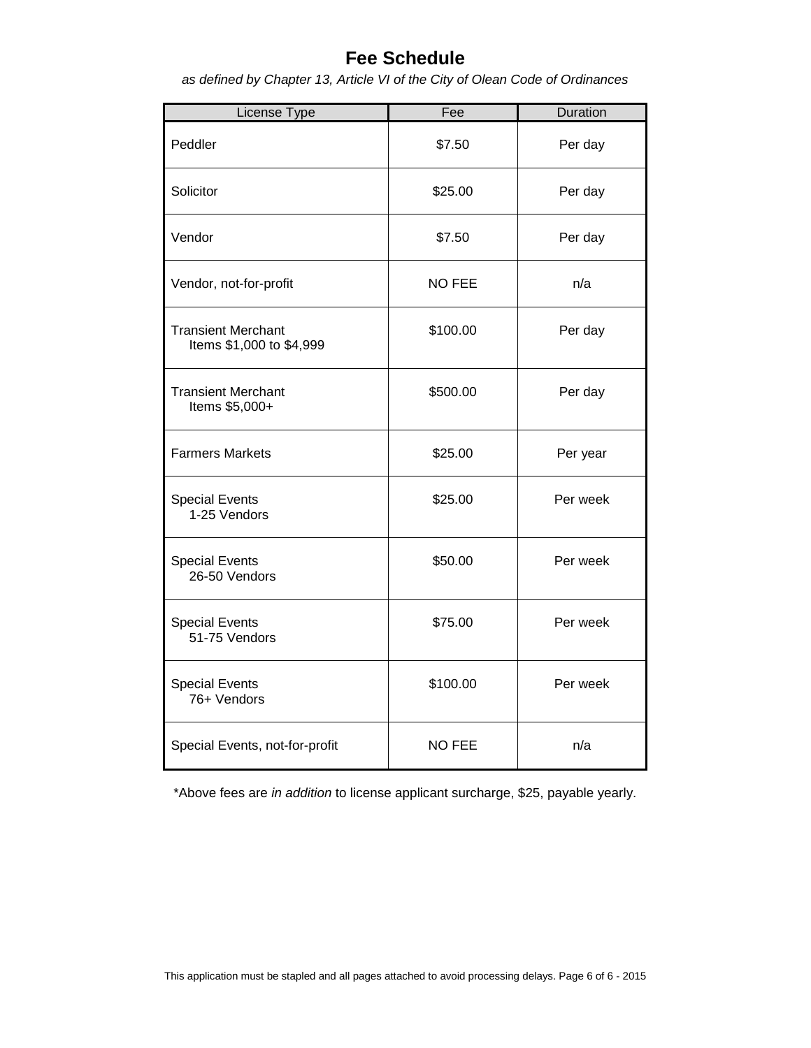# Fee Schedule

*as defined by Chapter 13, Article VI of the City of Olean Code of Ordinances*

| License Type | Fee | Duration |
|---|---|---|
| Peddler | $7.50 | Per day |
| Solicitor | $25.00 | Per day |
| Vendor | $7.50 | Per day |
| Vendor, not-for-profit | NO FEE | n/a |
| Transient Merchant<br>Items $1,000 to $4,999 | $100.00 | Per day |
| Transient Merchant<br>Items $5,000+ | $500.00 | Per day |
| Farmers Markets | $25.00 | Per year |
| Special Events<br>1-25 Vendors | $25.00 | Per week |
| Special Events<br>26-50 Vendors | $50.00 | Per week |
| Special Events<br>51-75 Vendors | $75.00 | Per week |
| Special Events<br>76+ Vendors | $100.00 | Per week |
| Special Events, not-for-profit | NO FEE | n/a |

*Above fees are *in addition* to license applicant surcharge, $25, payable yearly.

This application must be stapled and all pages attached to avoid processing delays.